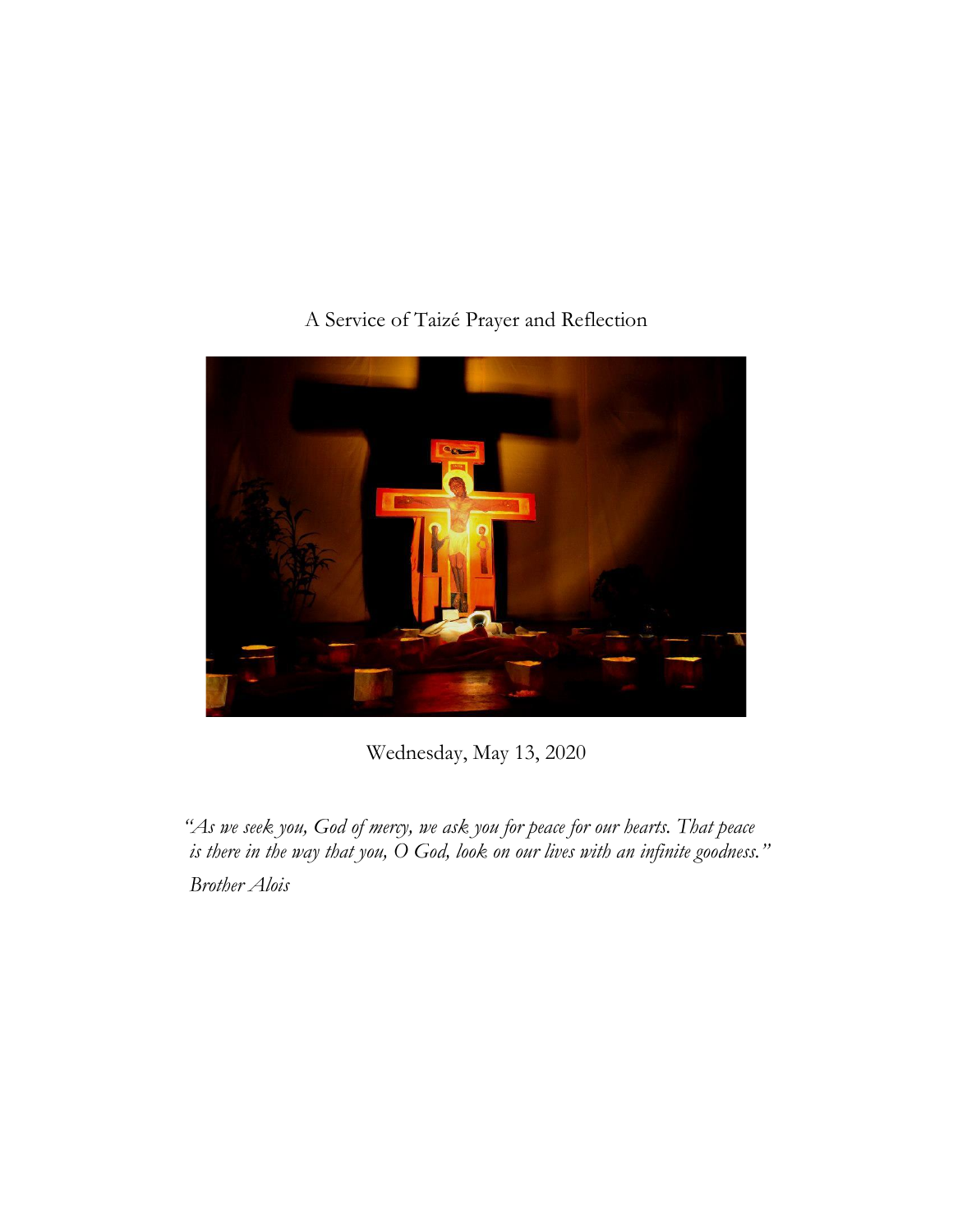# A Service of Taizé Prayer and Reflection

Wednesday, May 13, 2020

*"As we seek you, God of mercy, we ask you for peace for our hearts. That peace is there in the way that you, O God, look on our lives with an infinite goodness."*

*Brother Alois*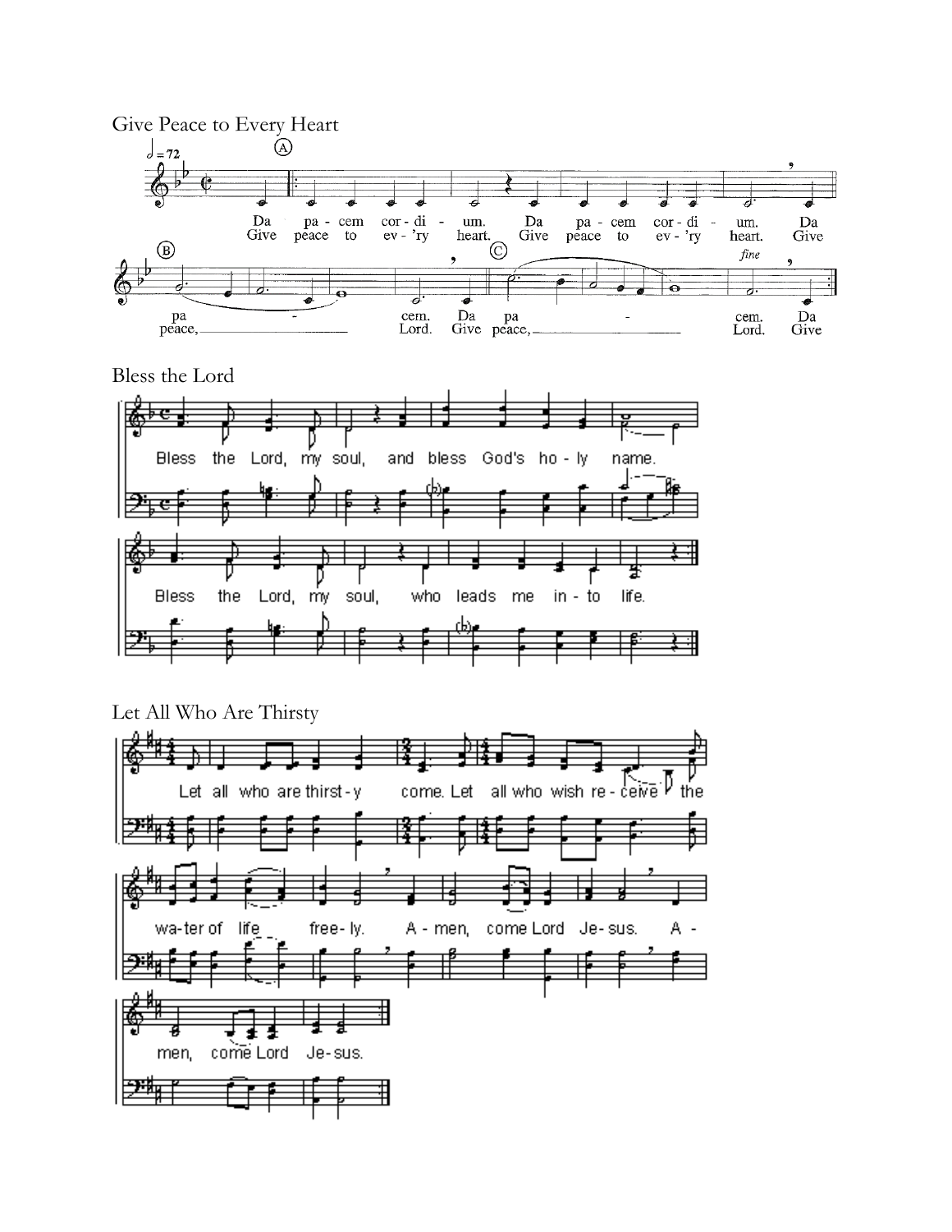Give Peace to Every Heart

Bless the Lord

Let All Who Are Thirsty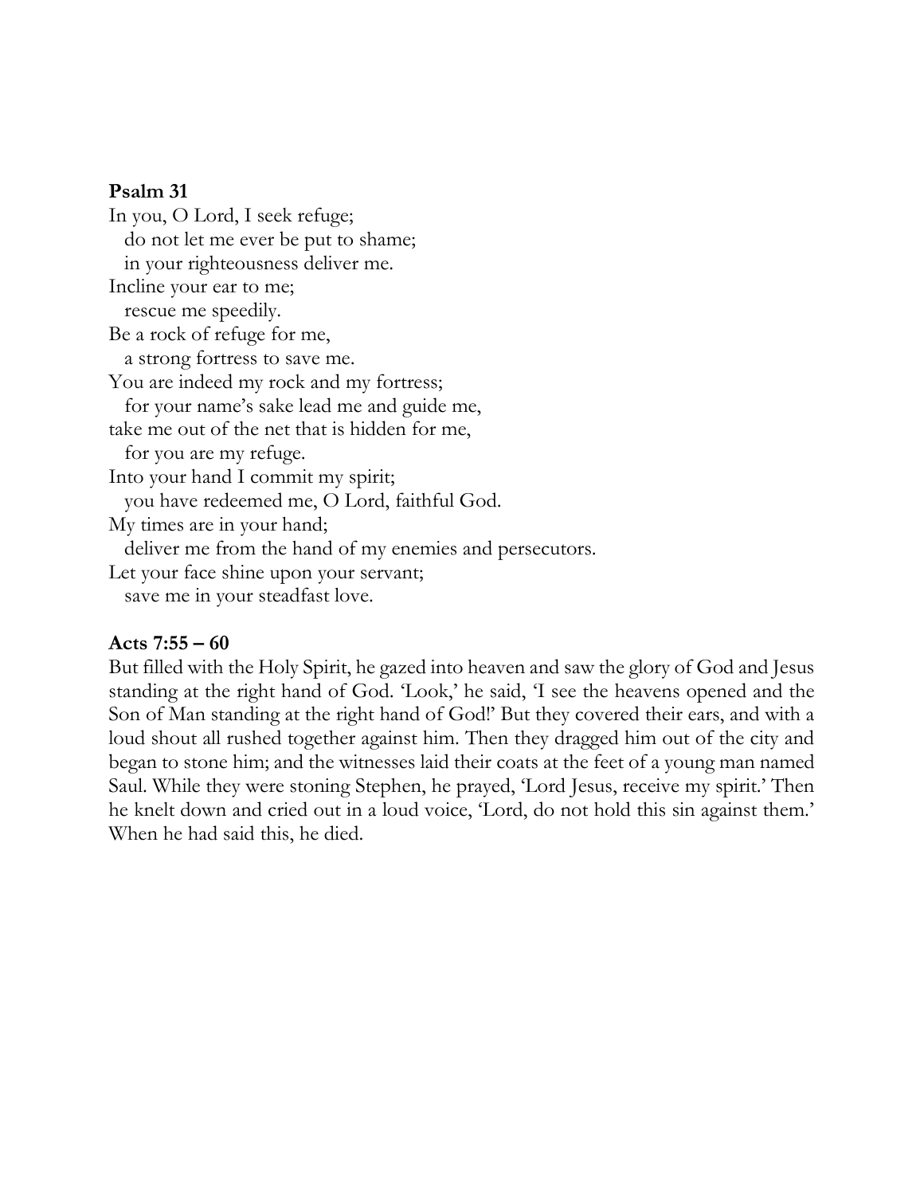**Psalm 31**

In you, O Lord, I seek refuge;  
  do not let me ever be put to shame;  
  in your righteousness deliver me.  
Incline your ear to me;  
  rescue me speedily.  
Be a rock of refuge for me,  
  a strong fortress to save me.  
You are indeed my rock and my fortress;  
  for your name's sake lead me and guide me,  
take me out of the net that is hidden for me,  
  for you are my refuge.  
Into your hand I commit my spirit;  
  you have redeemed me, O Lord, faithful God.  
My times are in your hand;  
  deliver me from the hand of my enemies and persecutors.  
Let your face shine upon your servant;  
  save me in your steadfast love.

**Acts 7:55 – 60**

But filled with the Holy Spirit, he gazed into heaven and saw the glory of God and Jesus standing at the right hand of God. 'Look,' he said, 'I see the heavens opened and the Son of Man standing at the right hand of God!' But they covered their ears, and with a loud shout all rushed together against him. Then they dragged him out of the city and began to stone him; and the witnesses laid their coats at the feet of a young man named Saul. While they were stoning Stephen, he prayed, 'Lord Jesus, receive my spirit.' Then he knelt down and cried out in a loud voice, 'Lord, do not hold this sin against them.' When he had said this, he died.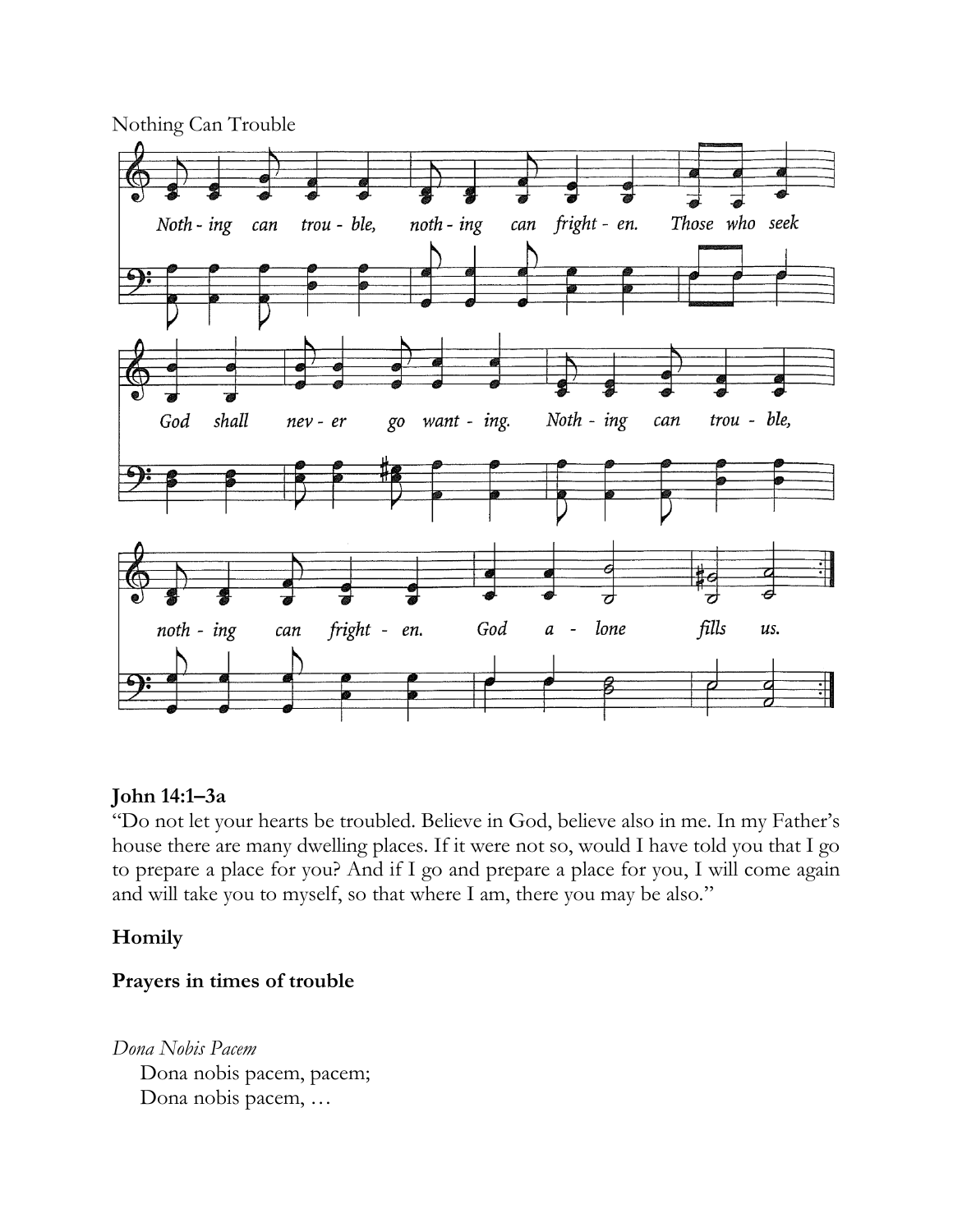Nothing Can Trouble

*Noth - ing can trou - ble, noth - ing can fright - en. Those who seek God shall nev - er go want - ing. Noth - ing can trou - ble, noth - ing can fright - en. God a - lone fills us.*

**John 14:1–3a**

"Do not let your hearts be troubled. Believe in God, believe also in me. In my Father's house there are many dwelling places. If it were not so, would I have told you that I go to prepare a place for you? And if I go and prepare a place for you, I will come again and will take you to myself, so that where I am, there you may be also."

**Homily**

**Prayers in times of trouble**

*Dona Nobis Pacem*

Dona nobis pacem, pacem;
Dona nobis pacem, …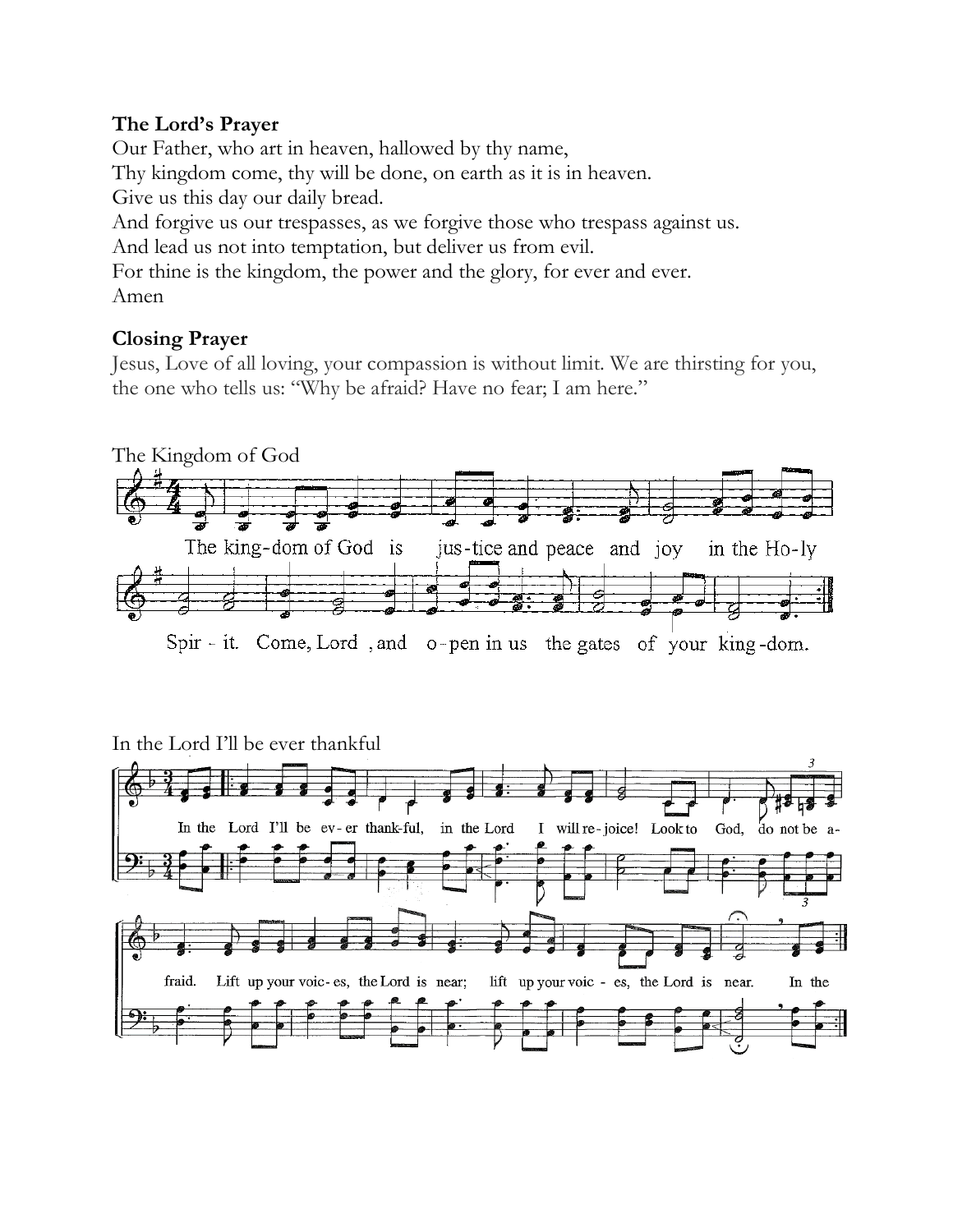**The Lord's Prayer**

Our Father, who art in heaven, hallowed by thy name,
Thy kingdom come, thy will be done, on earth as it is in heaven.
Give us this day our daily bread.
And forgive us our trespasses, as we forgive those who trespass against us.
And lead us not into temptation, but deliver us from evil.
For thine is the kingdom, the power and the glory, for ever and ever.
Amen

**Closing Prayer**

Jesus, Love of all loving, your compassion is without limit. We are thirsting for you, the one who tells us: "Why be afraid? Have no fear; I am here."

The Kingdom of God

The king-dom of God is jus-tice and peace and joy in the Ho-ly Spir - it. Come, Lord , and o-pen in us the gates of your king-dom.

In the Lord I'll be ever thankful

In the Lord I'll be ev- er thank-ful, in the Lord I will re-joice! Look to God, do not be a- fraid. Lift up your voic- es, the Lord is near; lift up your voic - es, the Lord is near. In the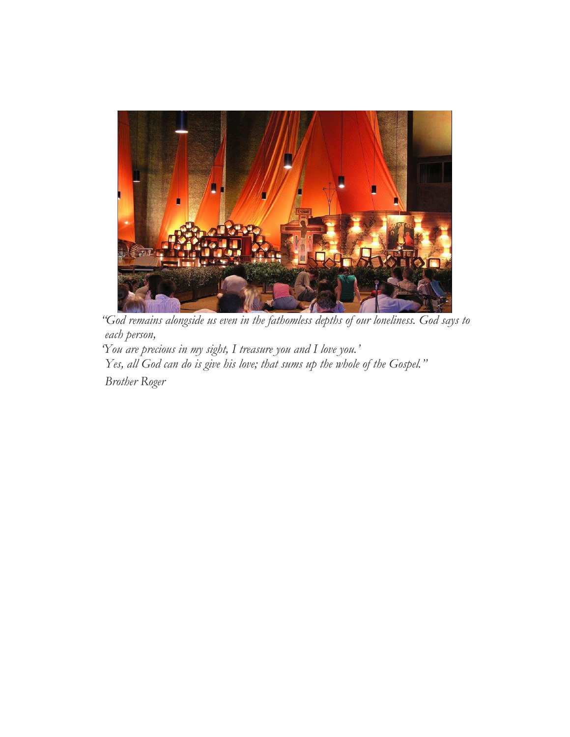*"God remains alongside us even in the fathomless depths of our loneliness. God says to each person,*

*'You are precious in my sight, I treasure you and I love you.'*

*Yes, all God can do is give his love; that sums up the whole of the Gospel."*

*Brother Roger*